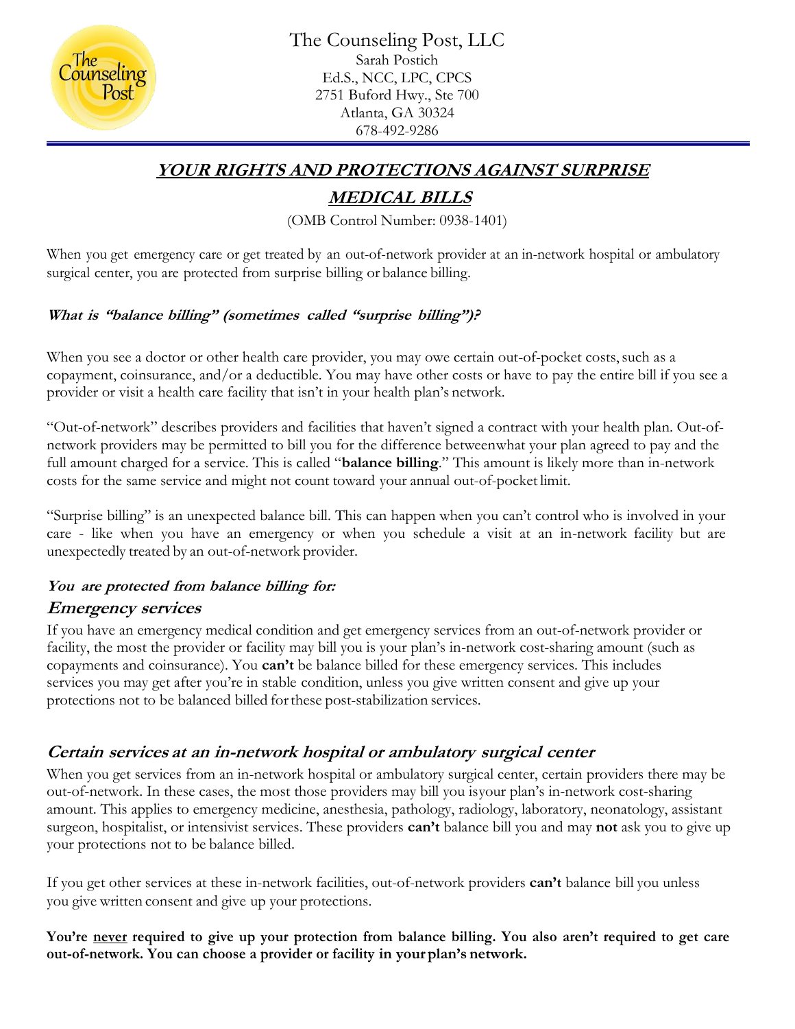The Counseling Post, LLC
Sarah Postich
Ed.S., NCC, LPC, CPCS
2751 Buford Hwy., Ste 700
Atlanta, GA 30324
678-492-9286

# ***YOUR RIGHTS AND PROTECTIONS AGAINST SURPRISE MEDICAL BILLS***

(OMB Control Number: 0938-1401)

When you get emergency care or get treated by an out-of-network provider at an in-network hospital or ambulatory surgical center, you are protected from surprise billing or balance billing.

### *What is "balance billing" (sometimes called "surprise billing")?*

When you see a doctor or other health care provider, you may owe certain out-of-pocket costs, such as a copayment, coinsurance, and/or a deductible. You may have other costs or have to pay the entire bill if you see a provider or visit a health care facility that isn't in your health plan's network.

"Out-of-network" describes providers and facilities that haven't signed a contract with your health plan. Out-of-network providers may be permitted to bill you for the difference betweenwhat your plan agreed to pay and the full amount charged for a service. This is called "**balance billing**." This amount is likely more than in-network costs for the same service and might not count toward your annual out-of-pocket limit.

"Surprise billing" is an unexpected balance bill. This can happen when you can't control who is involved in your care - like when you have an emergency or when you schedule a visit at an in-network facility but are unexpectedly treated by an out-of-network provider.

### *You are protected from balance billing for:*

## *Emergency services*

If you have an emergency medical condition and get emergency services from an out-of-network provider or facility, the most the provider or facility may bill you is your plan's in-network cost-sharing amount (such as copayments and coinsurance). You **can't** be balance billed for these emergency services. This includes services you may get after you're in stable condition, unless you give written consent and give up your protections not to be balanced billed for these post-stabilization services.

## *Certain services at an in-network hospital or ambulatory surgical center*

When you get services from an in-network hospital or ambulatory surgical center, certain providers there may be out-of-network. In these cases, the most those providers may bill you isyour plan's in-network cost-sharing amount. This applies to emergency medicine, anesthesia, pathology, radiology, laboratory, neonatology, assistant surgeon, hospitalist, or intensivist services. These providers **can't** balance bill you and may **not** ask you to give up your protections not to be balance billed.

If you get other services at these in-network facilities, out-of-network providers **can't** balance bill you unless you give written consent and give up your protections.

**You're <u>never</u> required to give up your protection from balance billing. You also aren't required to get care out-of-network. You can choose a provider or facility in your plan's network.**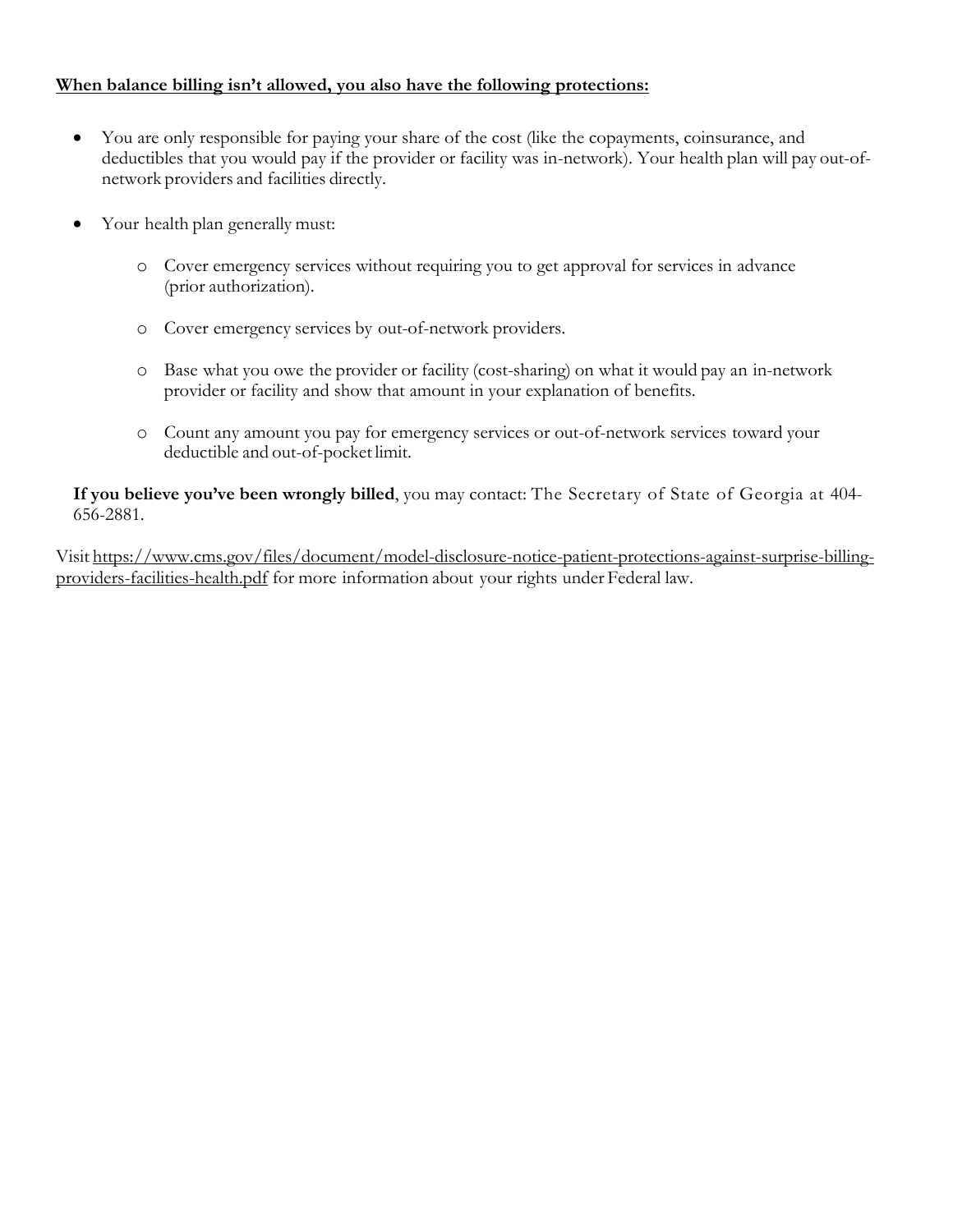**<u>When balance billing isn't allowed, you also have the following protections:</u>**

- You are only responsible for paying your share of the cost (like the copayments, coinsurance, and deductibles that you would pay if the provider or facility was in-network). Your health plan will pay out-of-network providers and facilities directly.

- Your health plan generally must:

  - Cover emergency services without requiring you to get approval for services in advance (prior authorization).

  - Cover emergency services by out-of-network providers.

  - Base what you owe the provider or facility (cost-sharing) on what it would pay an in-network provider or facility and show that amount in your explanation of benefits.

  - Count any amount you pay for emergency services or out-of-network services toward your deductible and out-of-pocket limit.

**If you believe you've been wrongly billed**, you may contact: The Secretary of State of Georgia at 404-656-2881.

Visit https://www.cms.gov/files/document/model-disclosure-notice-patient-protections-against-surprise-billing-providers-facilities-health.pdf for more information about your rights under Federal law.